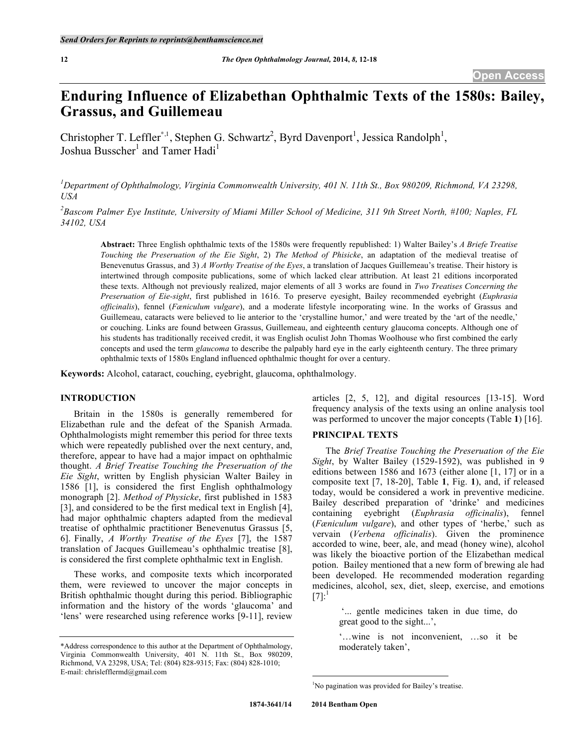# Enduring Influence of Elizabethan Ophthalmic Texts of the 1580s: Bailey, Grassus, and Guillemeau

Christopher T. Leffler[*,1], Stephen G. Schwartz[2], Byrd Davenport[1], Jessica Randolph[1], Joshua Busscher[1] and Tamer Hadi[1]

[1]Department of Ophthalmology, Virginia Commonwealth University, 401 N. 11th St., Box 980209, Richmond, VA 23298, USA

[2]Bascom Palmer Eye Institute, University of Miami Miller School of Medicine, 311 9th Street North, #100; Naples, FL 34102, USA

**Abstract:** Three English ophthalmic texts of the 1580s were frequently republished: 1) Walter Bailey's *A Briefe Treatise Touching the Preseruation of the Eie Sight*, 2) *The Method of Phisicke*, an adaptation of the medieval treatise of Benevenutus Grassus, and 3) *A Worthy Treatise of the Eyes*, a translation of Jacques Guillemeau's treatise. Their history is intertwined through composite publications, some of which lacked clear attribution. At least 21 editions incorporated these texts. Although not previously realized, major elements of all 3 works are found in *Two Treatises Concerning the Preseruation of Eie-sight*, first published in 1616. To preserve eyesight, Bailey recommended eyebright (*Euphrasia officinalis*), fennel (*Fœniculum vulgare*), and a moderate lifestyle incorporating wine. In the works of Grassus and Guillemeau, cataracts were believed to lie anterior to the 'crystalline humor,' and were treated by the 'art of the needle,' or couching. Links are found between Grassus, Guillemeau, and eighteenth century glaucoma concepts. Although one of his students has traditionally received credit, it was English oculist John Thomas Woolhouse who first combined the early concepts and used the term *glaucoma* to describe the palpably hard eye in the early eighteenth century. The three primary ophthalmic texts of 1580s England influenced ophthalmic thought for over a century.

**Keywords:** Alcohol, cataract, couching, eyebright, glaucoma, ophthalmology.

## INTRODUCTION

Britain in the 1580s is generally remembered for Elizabethan rule and the defeat of the Spanish Armada. Ophthalmologists might remember this period for three texts which were repeatedly published over the next century, and, therefore, appear to have had a major impact on ophthalmic thought. *A Brief Treatise Touching the Preseruation of the Eie Sight*, written by English physician Walter Bailey in 1586 [1], is considered the first English ophthalmology monograph [2]. *Method of Physicke*, first published in 1583 [3], and considered to be the first medical text in English [4], had major ophthalmic chapters adapted from the medieval treatise of ophthalmic practitioner Benevenutus Grassus [5, 6]. Finally, *A Worthy Treatise of the Eyes* [7], the 1587 translation of Jacques Guillemeau's ophthalmic treatise [8], is considered the first complete ophthalmic text in English.

These works, and composite texts which incorporated them, were reviewed to uncover the major concepts in British ophthalmic thought during this period. Bibliographic information and the history of the words 'glaucoma' and 'lens' were researched using reference works [9-11], review articles [2, 5, 12], and digital resources [13-15]. Word frequency analysis of the texts using an online analysis tool was performed to uncover the major concepts (Table **1**) [16].

## PRINCIPAL TEXTS

The *Brief Treatise Touching the Preseruation of the Eie Sight*, by Walter Bailey (1529-1592), was published in 9 editions between 1586 and 1673 (either alone [1, 17] or in a composite text [7, 18-20], Table **1**, Fig. **1**), and, if released today, would be considered a work in preventive medicine. Bailey described preparation of 'drinke' and medicines containing eyebright (*Euphrasia officinalis*), fennel (*Fœniculum vulgare*), and other types of 'herbe,' such as vervain (*Verbena officinalis*). Given the prominence accorded to wine, beer, ale, and mead (honey wine), alcohol was likely the bioactive portion of the Elizabethan medical potion. Bailey mentioned that a new form of brewing ale had been developed. He recommended moderation regarding medicines, alcohol, sex, diet, sleep, exercise, and emotions [7]:[1]

> '... gentle medicines taken in due time, do great good to the sight...',
>
> '…wine is not inconvenient, …so it be moderately taken',

---

*Address correspondence to this author at the Department of Ophthalmology, Virginia Commonwealth University, 401 N. 11th St., Box 980209, Richmond, VA 23298, USA; Tel: (804) 828-9315; Fax: (804) 828-1010; E-mail: chrislefflermd@gmail.com

[1]No pagination was provided for Bailey's treatise.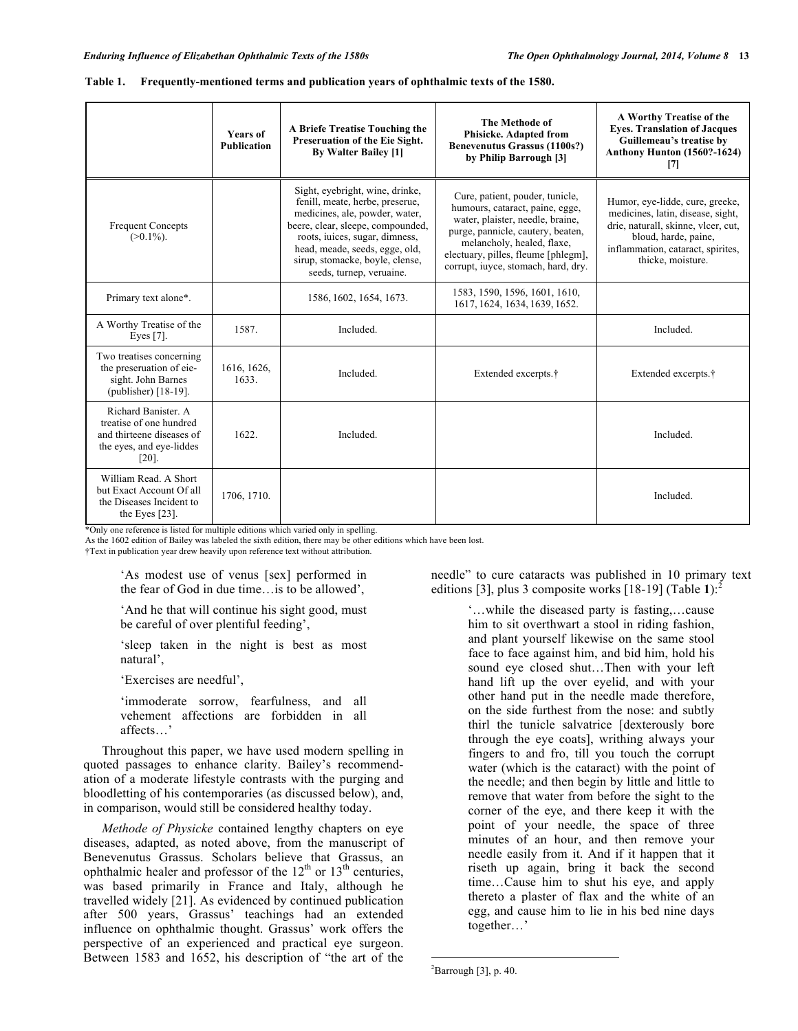**Table 1. Frequently-mentioned terms and publication years of ophthalmic texts of the 1580.**

| | Years of Publication | A Briefe Treatise Touching the Preseruation of the Eie Sight. By Walter Bailey [1] | The Methode of Phisicke. Adapted from Benevenutus Grassus (1100s?) by Philip Barrough [3] | A Worthy Treatise of the Eyes. Translation of Jacques Guillemeau's treatise by Anthony Hunton (1560?-1624) [7] |
|---|---|---|---|---|
| Frequent Concepts (>0.1%). | | Sight, eyebright, wine, drinke, fenill, meate, herbe, preserue, medicines, ale, powder, water, beere, clear, sleepe, compounded, roots, iuices, sugar, dimness, head, meade, seeds, egge, old, sirup, stomacke, boyle, clense, seeds, turnep, veruaine. | Cure, patient, pouder, tunicle, humours, cataract, paine, egge, water, plaister, needle, braine, purge, pannicle, cautery, beaten, melancholy, healed, flaxe, electuary, pilles, fleume [phlegm], corrupt, iuyce, stomach, hard, dry. | Humor, eye-lidde, cure, greeke, medicines, latin, disease, sight, drie, naturall, skinne, vlcer, cut, bloud, harde, paine, inflammation, cataract, spirites, thicke, moisture. |
| Primary text alone*. | | 1586, 1602, 1654, 1673. | 1583, 1590, 1596, 1601, 1610, 1617, 1624, 1634, 1639, 1652. | |
| A Worthy Treatise of the Eyes [7]. | 1587. | Included. | | Included. |
| Two treatises concerning the preseruation of eie-sight. John Barnes (publisher) [18-19]. | 1616, 1626, 1633. | Included. | Extended excerpts.† | Extended excerpts.† |
| Richard Banister. A treatise of one hundred and thirteene diseases of the eyes, and eye-liddes [20]. | 1622. | Included. | | Included. |
| William Read. A Short but Exact Account Of all the Diseases Incident to the Eyes [23]. | 1706, 1710. | | | Included. |

*Only one reference is listed for multiple editions which varied only in spelling.
As the 1602 edition of Bailey was labeled the sixth edition, there may be other editions which have been lost.
†Text in publication year drew heavily upon reference text without attribution.

> 'As modest use of venus [sex] performed in the fear of God in due time…is to be allowed',
>
> 'And he that will continue his sight good, must be careful of over plentiful feeding',
>
> 'sleep taken in the night is best as most natural',
>
> 'Exercises are needful',
>
> 'immoderate sorrow, fearfulness, and all vehement affections are forbidden in all affects…'

Throughout this paper, we have used modern spelling in quoted passages to enhance clarity. Bailey's recommendation of a moderate lifestyle contrasts with the purging and bloodletting of his contemporaries (as discussed below), and, in comparison, would still be considered healthy today.

*Methode of Physicke* contained lengthy chapters on eye diseases, adapted, as noted above, from the manuscript of Benevenutus Grassus. Scholars believe that Grassus, an ophthalmic healer and professor of the 12th or 13th centuries, was based primarily in France and Italy, although he travelled widely [21]. As evidenced by continued publication after 500 years, Grassus' teachings had an extended influence on ophthalmic thought. Grassus' work offers the perspective of an experienced and practical eye surgeon. Between 1583 and 1652, his description of "the art of the needle" to cure cataracts was published in 10 primary text editions [3], plus 3 composite works [18-19] (Table **1**):[2]

> '…while the diseased party is fasting,…cause him to sit overthwart a stool in riding fashion, and plant yourself likewise on the same stool face to face against him, and bid him, hold his sound eye closed shut…Then with your left hand lift up the over eyelid, and with your other hand put in the needle made therefore, on the side furthest from the nose: and subtly thirl the tunicle salvatrice [dexterously bore through the eye coats], writhing always your fingers to and fro, till you touch the corrupt water (which is the cataract) with the point of the needle; and then begin by little and little to remove that water from before the sight to the corner of the eye, and there keep it with the point of your needle, the space of three minutes of an hour, and then remove your needle easily from it. And if it happen that it riseth up again, bring it back the second time…Cause him to shut his eye, and apply thereto a plaster of flax and the white of an egg, and cause him to lie in his bed nine days together…'

[2]Barrough [3], p. 40.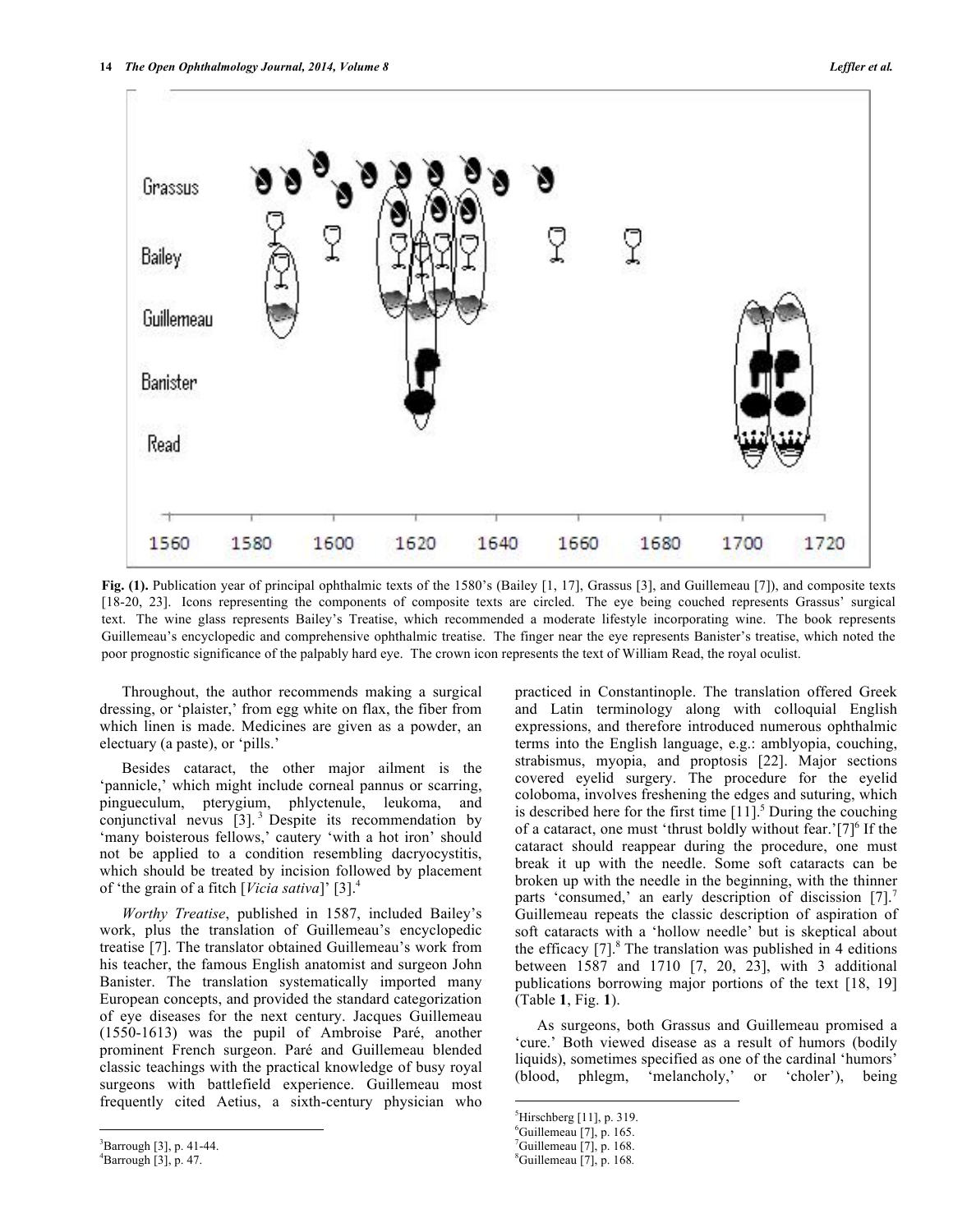Fig. (1). Publication year of principal ophthalmic texts of the 1580's (Bailey [1, 17], Grassus [3], and Guillemeau [7]), and composite texts [18-20, 23]. Icons representing the components of composite texts are circled. The eye being couched represents Grassus' surgical text. The wine glass represents Bailey's Treatise, which recommended a moderate lifestyle incorporating wine. The book represents Guillemeau's encyclopedic and comprehensive ophthalmic treatise. The finger near the eye represents Banister's treatise, which noted the poor prognostic significance of the palpably hard eye. The crown icon represents the text of William Read, the royal oculist.

Throughout, the author recommends making a surgical dressing, or 'plaister,' from egg white on flax, the fiber from which linen is made. Medicines are given as a powder, an electuary (a paste), or 'pills.'

Besides cataract, the other major ailment is the 'pannicle,' which might include corneal pannus or scarring, pingueculum, pterygium, phlyctenule, leukoma, and conjunctival nevus [3].[3] Despite its recommendation by 'many boisterous fellows,' cautery 'with a hot iron' should not be applied to a condition resembling dacryocystitis, which should be treated by incision followed by placement of 'the grain of a fitch [*Vicia sativa*]' [3].[4]

*Worthy Treatise*, published in 1587, included Bailey's work, plus the translation of Guillemeau's encyclopedic treatise [7]. The translator obtained Guillemeau's work from his teacher, the famous English anatomist and surgeon John Banister. The translation systematically imported many European concepts, and provided the standard categorization of eye diseases for the next century. Jacques Guillemeau (1550-1613) was the pupil of Ambroise Paré, another prominent French surgeon. Paré and Guillemeau blended classic teachings with the practical knowledge of busy royal surgeons with battlefield experience. Guillemeau most frequently cited Aetius, a sixth-century physician who practiced in Constantinople. The translation offered Greek and Latin terminology along with colloquial English expressions, and therefore introduced numerous ophthalmic terms into the English language, e.g.: amblyopia, couching, strabismus, myopia, and proptosis [22]. Major sections covered eyelid surgery. The procedure for the eyelid coloboma, involves freshening the edges and suturing, which is described here for the first time [11].[5] During the couching of a cataract, one must 'thrust boldly without fear.'[7][6] If the cataract should reappear during the procedure, one must break it up with the needle. Some soft cataracts can be broken up with the needle in the beginning, with the thinner parts 'consumed,' an early description of discission [7].[7] Guillemeau repeats the classic description of aspiration of soft cataracts with a 'hollow needle' but is skeptical about the efficacy [7].[8] The translation was published in 4 editions between 1587 and 1710 [7, 20, 23], with 3 additional publications borrowing major portions of the text [18, 19] (Table **1**, Fig. **1**).

As surgeons, both Grassus and Guillemeau promised a 'cure.' Both viewed disease as a result of humors (bodily liquids), sometimes specified as one of the cardinal 'humors' (blood, phlegm, 'melancholy,' or 'choler'), being

---

[3] Barrough [3], p. 41-44.
[4] Barrough [3], p. 47.
[5] Hirschberg [11], p. 319.
[6] Guillemeau [7], p. 165.
[7] Guillemeau [7], p. 168.
[8] Guillemeau [7], p. 168.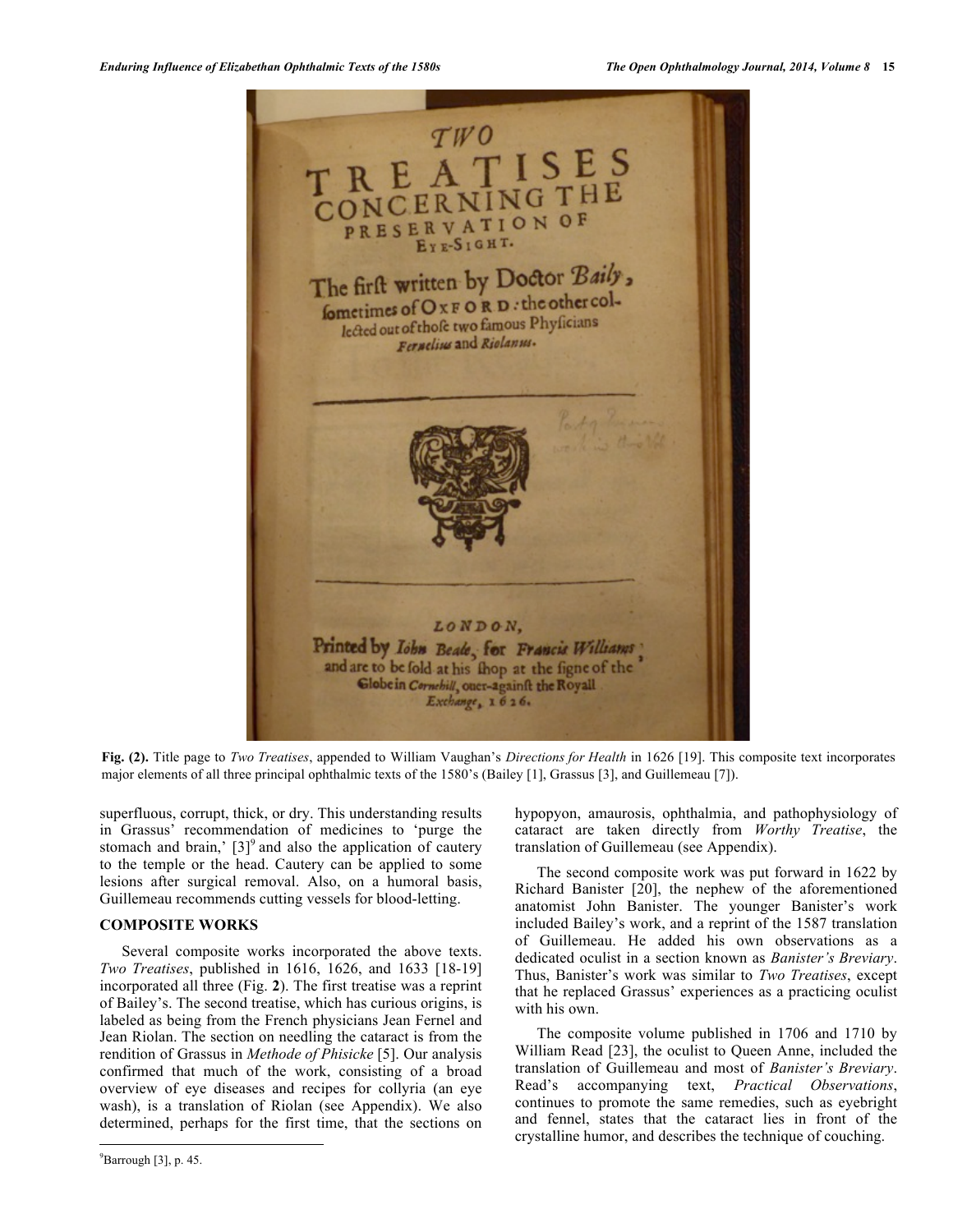Fig. (2). Title page to *Two Treatises*, appended to William Vaughan's *Directions for Health* in 1626 [19]. This composite text incorporates major elements of all three principal ophthalmic texts of the 1580's (Bailey [1], Grassus [3], and Guillemeau [7]).

superfluous, corrupt, thick, or dry. This understanding results in Grassus' recommendation of medicines to 'purge the stomach and brain,' [3][9] and also the application of cautery to the temple or the head. Cautery can be applied to some lesions after surgical removal. Also, on a humoral basis, Guillemeau recommends cutting vessels for blood-letting.

## COMPOSITE WORKS

Several composite works incorporated the above texts. *Two Treatises*, published in 1616, 1626, and 1633 [18-19] incorporated all three (Fig. **2**). The first treatise was a reprint of Bailey's. The second treatise, which has curious origins, is labeled as being from the French physicians Jean Fernel and Jean Riolan. The section on needling the cataract is from the rendition of Grassus in *Methode of Phisicke* [5]. Our analysis confirmed that much of the work, consisting of a broad overview of eye diseases and recipes for collyria (an eye wash), is a translation of Riolan (see Appendix). We also determined, perhaps for the first time, that the sections on hypopyon, amaurosis, ophthalmia, and pathophysiology of cataract are taken directly from *Worthy Treatise*, the translation of Guillemeau (see Appendix).

The second composite work was put forward in 1622 by Richard Banister [20], the nephew of the aforementioned anatomist John Banister. The younger Banister's work included Bailey's work, and a reprint of the 1587 translation of Guillemeau. He added his own observations as a dedicated oculist in a section known as *Banister's Breviary*. Thus, Banister's work was similar to *Two Treatises*, except that he replaced Grassus' experiences as a practicing oculist with his own.

The composite volume published in 1706 and 1710 by William Read [23], the oculist to Queen Anne, included the translation of Guillemeau and most of *Banister's Breviary*. Read's accompanying text, *Practical Observations*, continues to promote the same remedies, such as eyebright and fennel, states that the cataract lies in front of the crystalline humor, and describes the technique of couching.

---

[9] Barrough [3], p. 45.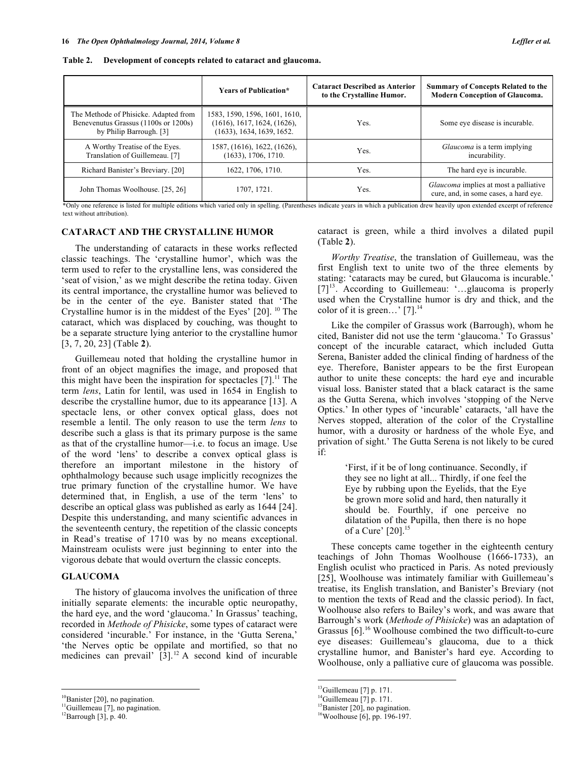**Table 2. Development of concepts related to cataract and glaucoma.**

| | Years of Publication* | Cataract Described as Anterior to the Crystalline Humor. | Summary of Concepts Related to the Modern Conception of Glaucoma. |
|---|---|---|---|
| The Methode of Phisicke. Adapted from Benevenutus Grassus (1100s or 1200s) by Philip Barrough. [3] | 1583, 1590, 1596, 1601, 1610, (1616), 1617, 1624, (1626), (1633), 1634, 1639, 1652. | Yes. | Some eye disease is incurable. |
| A Worthy Treatise of the Eyes. Translation of Guillemeau. [7] | 1587, (1616), 1622, (1626), (1633), 1706, 1710. | Yes. | *Glaucoma* is a term implying incurability. |
| Richard Banister's Breviary. [20] | 1622, 1706, 1710. | Yes. | The hard eye is incurable. |
| John Thomas Woolhouse. [25, 26] | 1707, 1721. | Yes. | *Glaucoma* implies at most a palliative cure, and, in some cases, a hard eye. |

*Only one reference is listed for multiple editions which varied only in spelling. (Parentheses indicate years in which a publication drew heavily upon extended excerpt of reference text without attribution).

## CATARACT AND THE CRYSTALLINE HUMOR

The understanding of cataracts in these works reflected classic teachings. The 'crystalline humor', which was the term used to refer to the crystalline lens, was considered the 'seat of vision,' as we might describe the retina today. Given its central importance, the crystalline humor was believed to be in the center of the eye. Banister stated that 'The Crystalline humor is in the middest of the Eyes' [20]. [10] The cataract, which was displaced by couching, was thought to be a separate structure lying anterior to the crystalline humor [3, 7, 20, 23] (Table **2**).

Guillemeau noted that holding the crystalline humor in front of an object magnifies the image, and proposed that this might have been the inspiration for spectacles [7].[11] The term *lens*, Latin for lentil, was used in 1654 in English to describe the crystalline humor, due to its appearance [13]. A spectacle lens, or other convex optical glass, does not resemble a lentil. The only reason to use the term *lens* to describe such a glass is that its primary purpose is the same as that of the crystalline humor—i.e. to focus an image. Use of the word 'lens' to describe a convex optical glass is therefore an important milestone in the history of ophthalmology because such usage implicitly recognizes the true primary function of the crystalline humor. We have determined that, in English, a use of the term 'lens' to describe an optical glass was published as early as 1644 [24]. Despite this understanding, and many scientific advances in the seventeenth century, the repetition of the classic concepts in Read's treatise of 1710 was by no means exceptional. Mainstream oculists were just beginning to enter into the vigorous debate that would overturn the classic concepts.

## GLAUCOMA

The history of glaucoma involves the unification of three initially separate elements: the incurable optic neuropathy, the hard eye, and the word 'glaucoma.' In Grassus' teaching, recorded in *Methode of Phisicke*, some types of cataract were considered 'incurable.' For instance, in the 'Gutta Serena,' 'the Nerves optic be oppilate and mortified, so that no medicines can prevail' [3].[12] A second kind of incurable cataract is green, while a third involves a dilated pupil (Table **2**).

*Worthy Treatise*, the translation of Guillemeau, was the first English text to unite two of the three elements by stating: 'cataracts may be cured, but Glaucoma is incurable.' [7][13]. According to Guillemeau: '…glaucoma is properly used when the Crystalline humor is dry and thick, and the color of it is green…' [7].[14]

Like the compiler of Grassus work (Barrough), whom he cited, Banister did not use the term 'glaucoma.' To Grassus' concept of the incurable cataract, which included Gutta Serena, Banister added the clinical finding of hardness of the eye. Therefore, Banister appears to be the first European author to unite these concepts: the hard eye and incurable visual loss. Banister stated that a black cataract is the same as the Gutta Serena, which involves 'stopping of the Nerve Optics.' In other types of 'incurable' cataracts, 'all have the Nerves stopped, alteration of the color of the Crystalline humor, with a durosity or hardness of the whole Eye, and privation of sight.' The Gutta Serena is not likely to be cured if:

> 'First, if it be of long continuance. Secondly, if they see no light at all... Thirdly, if one feel the Eye by rubbing upon the Eyelids, that the Eye be grown more solid and hard, then naturally it should be. Fourthly, if one perceive no dilatation of the Pupilla, then there is no hope of a Cure' [20].[15]

These concepts came together in the eighteenth century teachings of John Thomas Woolhouse (1666-1733), an English oculist who practiced in Paris. As noted previously [25], Woolhouse was intimately familiar with Guillemeau's treatise, its English translation, and Banister's Breviary (not to mention the texts of Read and the classic period). In fact, Woolhouse also refers to Bailey's work, and was aware that Barrough's work (*Methode of Phisicke*) was an adaptation of Grassus [6].[16] Woolhouse combined the two difficult-to-cure eye diseases: Guillemeau's glaucoma, due to a thick crystalline humor, and Banister's hard eye. According to Woolhouse, only a palliative cure of glaucoma was possible.

[10] Banister [20], no pagination.
[11] Guillemeau [7], no pagination.
[12] Barrough [3], p. 40.
[13] Guillemeau [7] p. 171.
[14] Guillemeau [7] p. 171.
[15] Banister [20], no pagination.
[16] Woolhouse [6], pp. 196-197.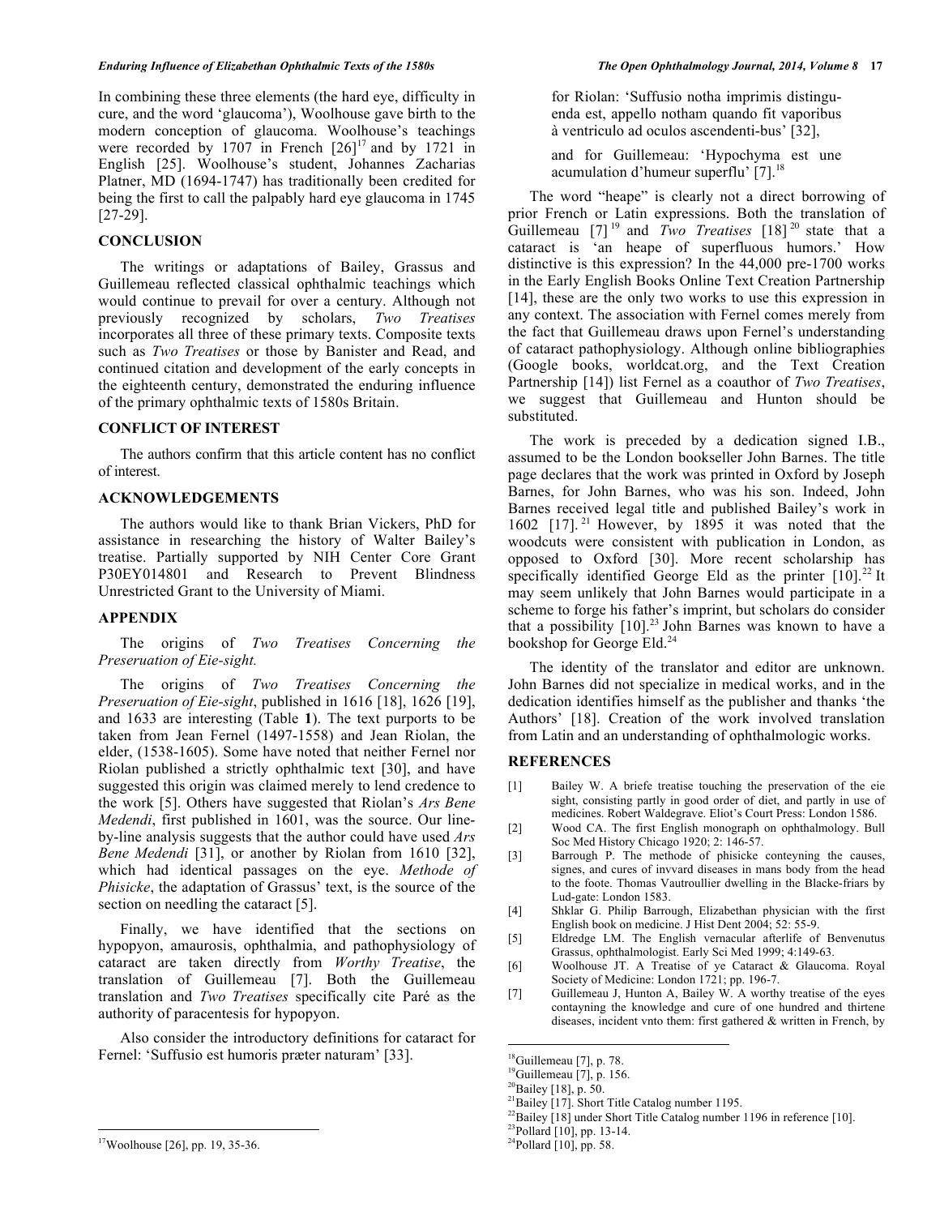In combining these three elements (the hard eye, difficulty in cure, and the word 'glaucoma'), Woolhouse gave birth to the modern conception of glaucoma. Woolhouse's teachings were recorded by 1707 in French [26][17] and by 1721 in English [25]. Woolhouse's student, Johannes Zacharias Platner, MD (1694-1747) has traditionally been credited for being the first to call the palpably hard eye glaucoma in 1745 [27-29].

## CONCLUSION

The writings or adaptations of Bailey, Grassus and Guillemeau reflected classical ophthalmic teachings which would continue to prevail for over a century. Although not previously recognized by scholars, *Two Treatises* incorporates all three of these primary texts. Composite texts such as *Two Treatises* or those by Banister and Read, and continued citation and development of the early concepts in the eighteenth century, demonstrated the enduring influence of the primary ophthalmic texts of 1580s Britain.

## CONFLICT OF INTEREST

The authors confirm that this article content has no conflict of interest.

## ACKNOWLEDGEMENTS

The authors would like to thank Brian Vickers, PhD for assistance in researching the history of Walter Bailey's treatise. Partially supported by NIH Center Core Grant P30EY014801 and Research to Prevent Blindness Unrestricted Grant to the University of Miami.

## APPENDIX

The origins of *Two Treatises Concerning the Preseruation of Eie-sight.*

The origins of *Two Treatises Concerning the Preseruation of Eie-sight*, published in 1616 [18], 1626 [19], and 1633 are interesting (Table **1**). The text purports to be taken from Jean Fernel (1497-1558) and Jean Riolan, the elder, (1538-1605). Some have noted that neither Fernel nor Riolan published a strictly ophthalmic text [30], and have suggested this origin was claimed merely to lend credence to the work [5]. Others have suggested that Riolan's *Ars Bene Medendi*, first published in 1601, was the source. Our line-by-line analysis suggests that the author could have used *Ars Bene Medendi* [31], or another by Riolan from 1610 [32], which had identical passages on the eye. *Methode of Phisicke*, the adaptation of Grassus' text, is the source of the section on needling the cataract [5].

Finally, we have identified that the sections on hypopyon, amaurosis, ophthalmia, and pathophysiology of cataract are taken directly from *Worthy Treatise*, the translation of Guillemeau [7]. Both the Guillemeau translation and *Two Treatises* specifically cite Paré as the authority of paracentesis for hypopyon.

Also consider the introductory definitions for cataract for Fernel: 'Suffusio est humoris præter naturam' [33].

> for Riolan: 'Suffusio notha imprimis distinguenda est, appello notham quando fit vaporibus à ventriculo ad oculos ascendenti-bus' [32],
>
> and for Guillemeau: 'Hypochyma est une acumulation d'humeur superflu' [7].[18]

The word "heape" is clearly not a direct borrowing of prior French or Latin expressions. Both the translation of Guillemeau [7][19] and *Two Treatises* [18][20] state that a cataract is 'an heape of superfluous humors.' How distinctive is this expression? In the 44,000 pre-1700 works in the Early English Books Online Text Creation Partnership [14], these are the only two works to use this expression in any context. The association with Fernel comes merely from the fact that Guillemeau draws upon Fernel's understanding of cataract pathophysiology. Although online bibliographies (Google books, worldcat.org, and the Text Creation Partnership [14]) list Fernel as a coauthor of *Two Treatises*, we suggest that Guillemeau and Hunton should be substituted.

The work is preceded by a dedication signed I.B., assumed to be the London bookseller John Barnes. The title page declares that the work was printed in Oxford by Joseph Barnes, for John Barnes, who was his son. Indeed, John Barnes received legal title and published Bailey's work in 1602 [17].[21] However, by 1895 it was noted that the woodcuts were consistent with publication in London, as opposed to Oxford [30]. More recent scholarship has specifically identified George Eld as the printer [10].[22] It may seem unlikely that John Barnes would participate in a scheme to forge his father's imprint, but scholars do consider that a possibility [10].[23] John Barnes was known to have a bookshop for George Eld.[24]

The identity of the translator and editor are unknown. John Barnes did not specialize in medical works, and in the dedication identifies himself as the publisher and thanks 'the Authors' [18]. Creation of the work involved translation from Latin and an understanding of ophthalmologic works.

## REFERENCES

[1] Bailey W. A briefe treatise touching the preservation of the eie sight, consisting partly in good order of diet, and partly in use of medicines. Robert Waldegrave. Eliot's Court Press: London 1586.

[2] Wood CA. The first English monograph on ophthalmology. Bull Soc Med History Chicago 1920; 2: 146-57.

[3] Barrough P. The methode of phisicke conteyning the causes, signes, and cures of invvard diseases in mans body from the head to the foote. Thomas Vautroullier dwelling in the Blacke-friars by Lud-gate: London 1583.

[4] Shklar G. Philip Barrough, Elizabethan physician with the first English book on medicine. J Hist Dent 2004; 52: 55-9.

[5] Eldredge LM. The English vernacular afterlife of Benvenutus Grassus, ophthalmologist. Early Sci Med 1999; 4:149-63.

[6] Woolhouse JT. A Treatise of ye Cataract & Glaucoma. Royal Society of Medicine: London 1721; pp. 196-7.

[7] Guillemeau J, Hunton A, Bailey W. A worthy treatise of the eyes contayning the knowledge and cure of one hundred and thirtene diseases, incident vnto them: first gathered & written in French, by

---

[17] Woolhouse [26], pp. 19, 35-36.

[18] Guillemeau [7], p. 78.

[19] Guillemeau [7], p. 156.

[20] Bailey [18], p. 50.

[21] Bailey [17]. Short Title Catalog number 1195.

[22] Bailey [18] under Short Title Catalog number 1196 in reference [10].

[23] Pollard [10], pp. 13-14.

[24] Pollard [10], pp. 58.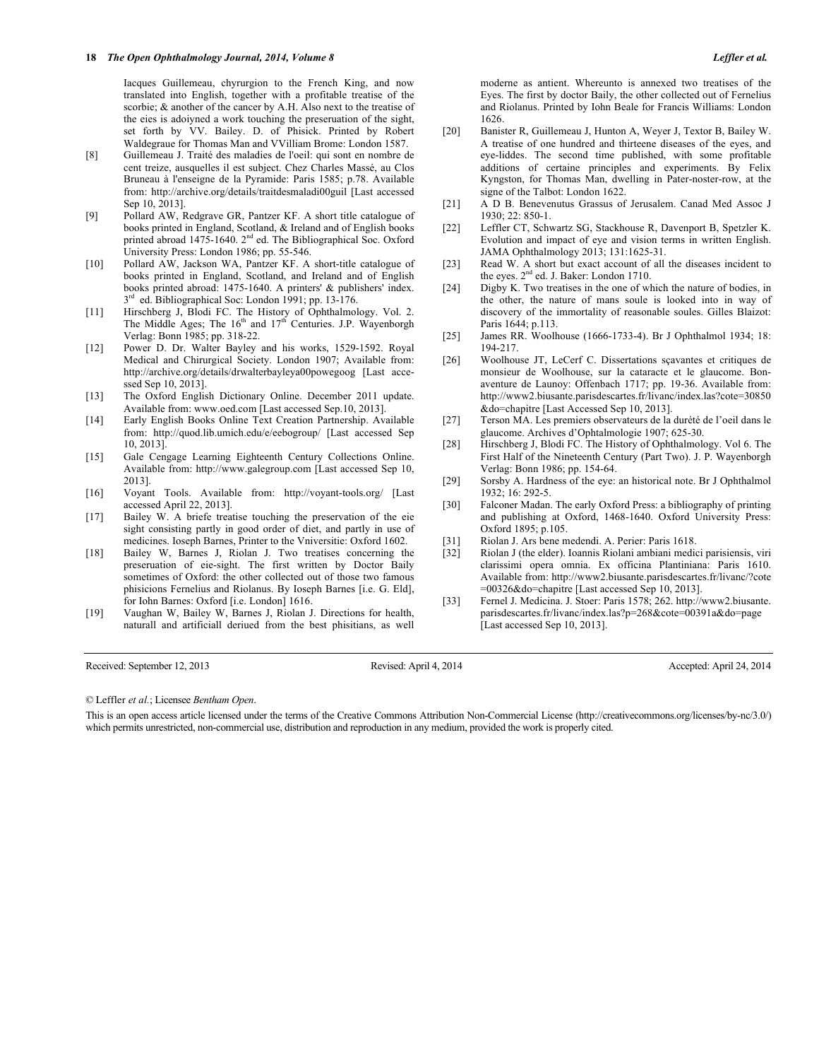Iacques Guillemeau, chyrurgion to the French King, and now translated into English, together with a profitable treatise of the scorbie; & another of the cancer by A.H. Also next to the treatise of the eies is adoiyned a work touching the preseruation of the sight, set forth by VV. Bailey. D. of Phisick. Printed by Robert Waldegraue for Thomas Man and VVilliam Brome: London 1587.

[8] Guillemeau J. Traité des maladies de l'oeil: qui sont en nombre de cent treize, ausquelles il est subiect. Chez Charles Massé, au Clos Bruneau à l'enseigne de la Pyramide: Paris 1585; p.78. Available from: http://archive.org/details/traitdesmaladi00guil [Last accessed Sep 10, 2013].

[9] Pollard AW, Redgrave GR, Pantzer KF. A short title catalogue of books printed in England, Scotland, & Ireland and of English books printed abroad 1475-1640. 2nd ed. The Bibliographical Soc. Oxford University Press: London 1986; pp. 55-546.

[10] Pollard AW, Jackson WA, Pantzer KF. A short-title catalogue of books printed in England, Scotland, and Ireland and of English books printed abroad: 1475-1640. A printers' & publishers' index. 3rd ed. Bibliographical Soc: London 1991; pp. 13-176.

[11] Hirschberg J, Blodi FC. The History of Ophthalmology. Vol. 2. The Middle Ages; The 16th and 17th Centuries. J.P. Wayenborgh Verlag: Bonn 1985; pp. 318-22.

[12] Power D. Dr. Walter Bayley and his works, 1529-1592. Royal Medical and Chirurgical Society. London 1907; Available from: http://archive.org/details/drwalterbayleya00powegoog [Last accessed Sep 10, 2013].

[13] The Oxford English Dictionary Online. December 2011 update. Available from: www.oed.com [Last accessed Sep.10, 2013].

[14] Early English Books Online Text Creation Partnership. Available from: http://quod.lib.umich.edu/e/eebogroup/ [Last accessed Sep 10, 2013].

[15] Gale Cengage Learning Eighteenth Century Collections Online. Available from: http://www.galegroup.com [Last accessed Sep 10, 2013].

[16] Voyant Tools. Available from: http://voyant-tools.org/ [Last accessed April 22, 2013].

[17] Bailey W. A briefe treatise touching the preservation of the eie sight consisting partly in good order of diet, and partly in use of medicines. Ioseph Barnes, Printer to the Vniversitie: Oxford 1602.

[18] Bailey W, Barnes J, Riolan J. Two treatises concerning the preseruation of eie-sight. The first written by Doctor Baily sometimes of Oxford: the other collected out of those two famous phisicions Fernelius and Riolanus. By Ioseph Barnes [i.e. G. Eld], for Iohn Barnes: Oxford [i.e. London] 1616.

[19] Vaughan W, Bailey W, Barnes J, Riolan J. Directions for health, naturall and artificiall deriued from the best phisitians, as well moderne as antient. Whereunto is annexed two treatises of the Eyes. The first by doctor Baily, the other collected out of Fernelius and Riolanus. Printed by Iohn Beale for Francis Williams: London 1626.

[20] Banister R, Guillemeau J, Hunton A, Weyer J, Textor B, Bailey W. A treatise of one hundred and thirteene diseases of the eyes, and eye-liddes. The second time published, with some profitable additions of certaine principles and experiments. By Felix Kyngston, for Thomas Man, dwelling in Pater-noster-row, at the signe of the Talbot: London 1622.

[21] A D B. Benevenutus Grassus of Jerusalem. Canad Med Assoc J 1930; 22: 850-1.

[22] Leffler CT, Schwartz SG, Stackhouse R, Davenport B, Spetzler K. Evolution and impact of eye and vision terms in written English. JAMA Ophthalmology 2013; 131:1625-31.

[23] Read W. A short but exact account of all the diseases incident to the eyes. 2nd ed. J. Baker: London 1710.

[24] Digby K. Two treatises in the one of which the nature of bodies, in the other, the nature of mans soule is looked into in way of discovery of the immortality of reasonable soules. Gilles Blaizot: Paris 1644; p.113.

[25] James RR. Woolhouse (1666-1733-4). Br J Ophthalmol 1934; 18: 194-217.

[26] Woolhouse JT, LeCerf C. Dissertations sçavantes et critiques de monsieur de Woolhouse, sur la cataracte et le glaucome. Bonaventure de Launoy: Offenbach 1717; pp. 19-36. Available from: http://www2.biusante.parisdescartes.fr/livanc/index.las?cote=30850&do=chapitre [Last Accessed Sep 10, 2013].

[27] Terson MA. Les premiers observateurs de la duréte de l'oeil dans le glaucome. Archives d'Ophtalmologie 1907; 625-30.

[28] Hirschberg J, Blodi FC. The History of Ophthalmology. Vol 6. The First Half of the Nineteenth Century (Part Two). J. P. Wayenborgh Verlag: Bonn 1986; pp. 154-64.

[29] Sorsby A. Hardness of the eye: an historical note. Br J Ophthalmol 1932; 16: 292-5.

[30] Falconer Madan. The early Oxford Press: a bibliography of printing and publishing at Oxford, 1468-1640. Oxford University Press: Oxford 1895; p.105.

[31] Riolan J. Ars bene medendi. A. Perier: Paris 1618.

[32] Riolan J (the elder). Ioannis Riolani ambiani medici parisiensis, viri clarissimi opera omnia. Ex officina Plantiniana: Paris 1610. Available from: http://www2.biusante.parisdescartes.fr/livanc/?cote=00326&do=chapitre [Last accessed Sep 10, 2013].

[33] Fernel J. Medicina. J. Stoer: Paris 1578; 262. http://www2.biusante.parisdescartes.fr/livanc/index.las?p=268&cote=00391a&do=page [Last accessed Sep 10, 2013].

Received: September 12, 2013 Revised: April 4, 2014 Accepted: April 24, 2014

© Leffler *et al.*; Licensee *Bentham Open*.

This is an open access article licensed under the terms of the Creative Commons Attribution Non-Commercial License (http://creativecommons.org/licenses/by-nc/3.0/) which permits unrestricted, non-commercial use, distribution and reproduction in any medium, provided the work is properly cited.